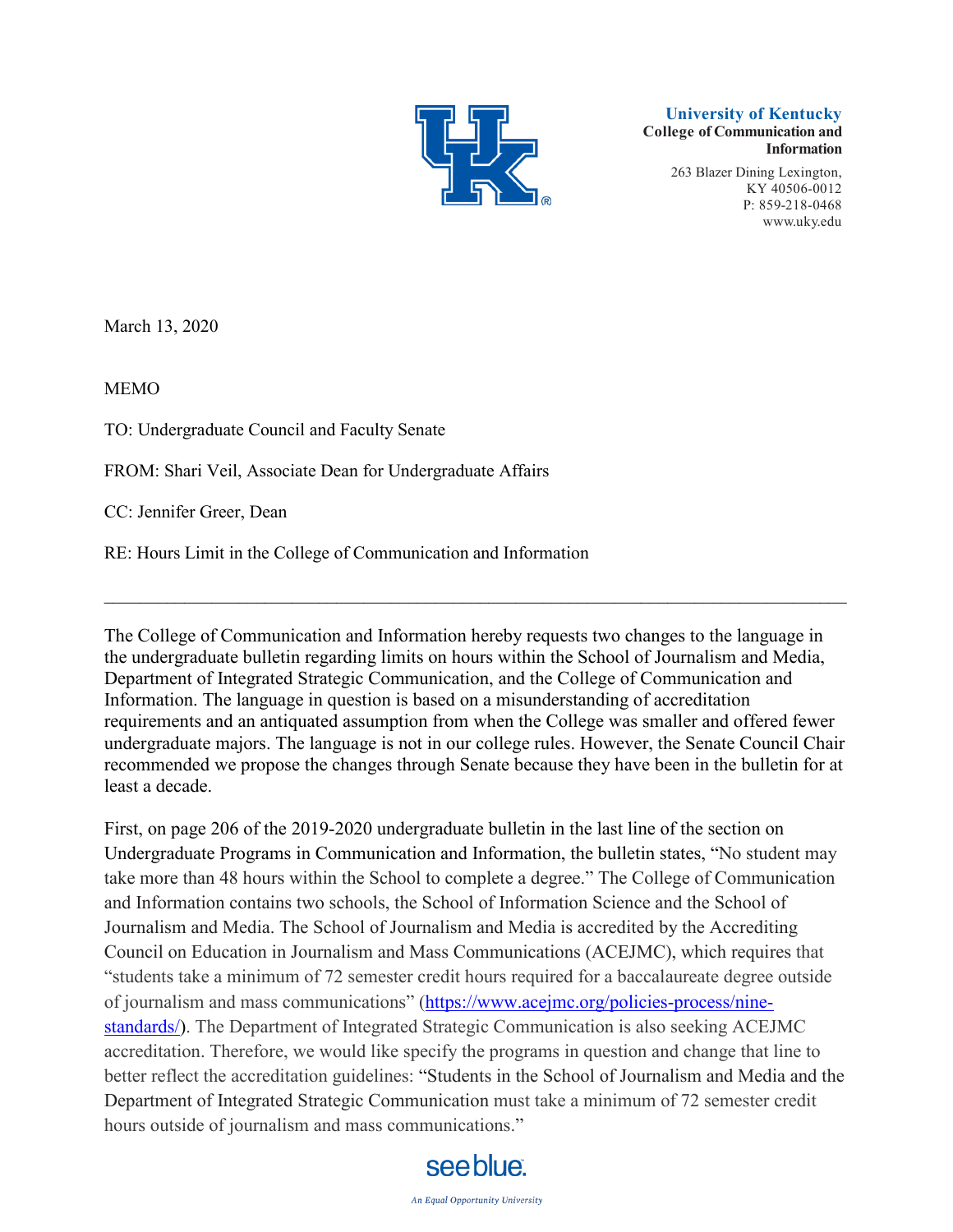**University of Kentucky**
**College of Communication and Information**

263 Blazer Dining Lexington, KY 40506-0012
P: 859-218-0468
www.uky.edu

March 13, 2020

MEMO

TO: Undergraduate Council and Faculty Senate

FROM: Shari Veil, Associate Dean for Undergraduate Affairs

CC: Jennifer Greer, Dean

RE: Hours Limit in the College of Communication and Information

---

The College of Communication and Information hereby requests two changes to the language in the undergraduate bulletin regarding limits on hours within the School of Journalism and Media, Department of Integrated Strategic Communication, and the College of Communication and Information. The language in question is based on a misunderstanding of accreditation requirements and an antiquated assumption from when the College was smaller and offered fewer undergraduate majors. The language is not in our college rules. However, the Senate Council Chair recommended we propose the changes through Senate because they have been in the bulletin for at least a decade.

First, on page 206 of the 2019-2020 undergraduate bulletin in the last line of the section on Undergraduate Programs in Communication and Information, the bulletin states, "No student may take more than 48 hours within the School to complete a degree." The College of Communication and Information contains two schools, the School of Information Science and the School of Journalism and Media. The School of Journalism and Media is accredited by the Accrediting Council on Education in Journalism and Mass Communications (ACEJMC), which requires that "students take a minimum of 72 semester credit hours required for a baccalaureate degree outside of journalism and mass communications" (https://www.acejmc.org/policies-process/nine-standards/). The Department of Integrated Strategic Communication is also seeking ACEJMC accreditation. Therefore, we would like specify the programs in question and change that line to better reflect the accreditation guidelines: "Students in the School of Journalism and Media and the Department of Integrated Strategic Communication must take a minimum of 72 semester credit hours outside of journalism and mass communications."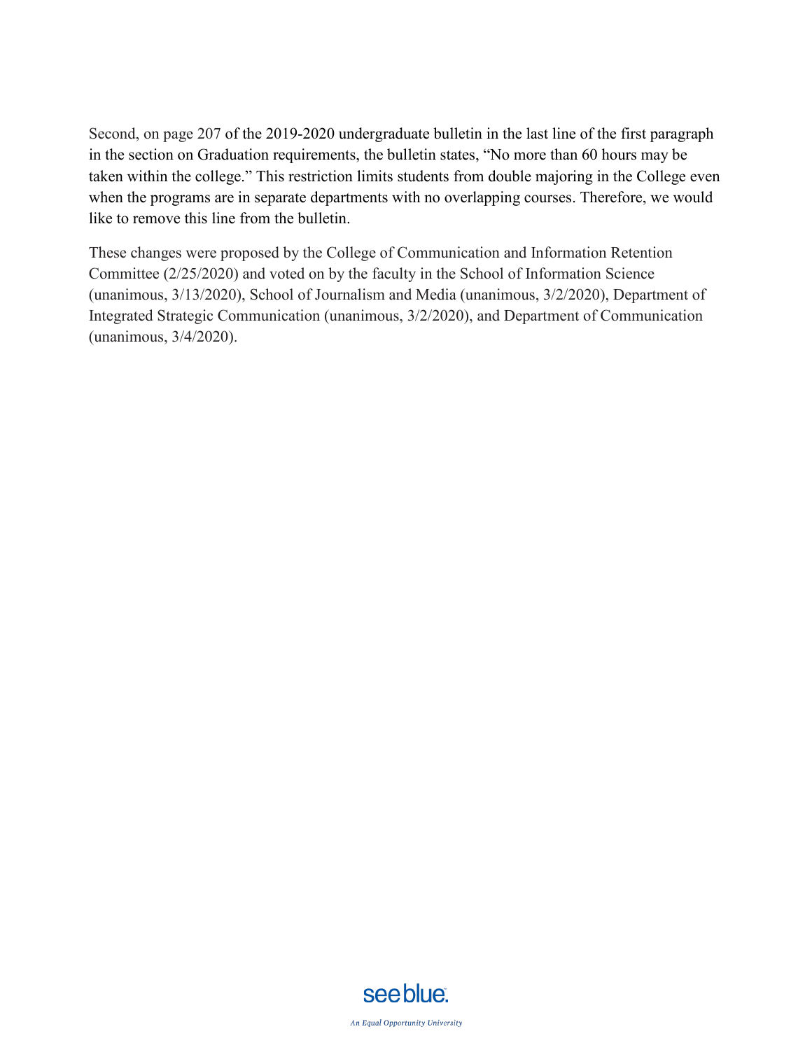Second, on page 207 of the 2019-2020 undergraduate bulletin in the last line of the first paragraph in the section on Graduation requirements, the bulletin states, "No more than 60 hours may be taken within the college." This restriction limits students from double majoring in the College even when the programs are in separate departments with no overlapping courses. Therefore, we would like to remove this line from the bulletin.

These changes were proposed by the College of Communication and Information Retention Committee (2/25/2020) and voted on by the faculty in the School of Information Science (unanimous, 3/13/2020), School of Journalism and Media (unanimous, 3/2/2020), Department of Integrated Strategic Communication (unanimous, 3/2/2020), and Department of Communication (unanimous, 3/4/2020).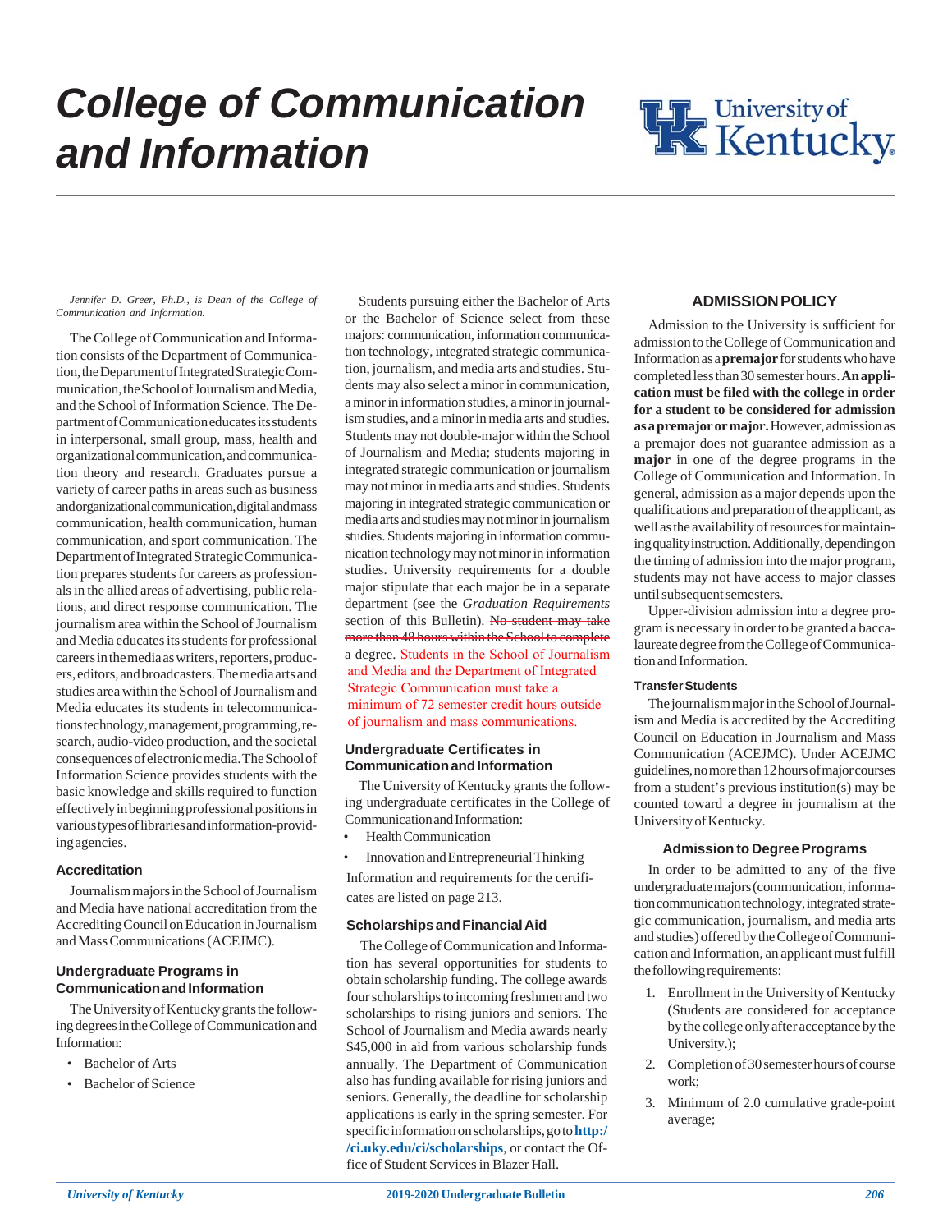# College of Communication and Information

*Jennifer D. Greer, Ph.D., is Dean of the College of Communication and Information.*

The College of Communication and Information consists of the Department of Communication, the Department of Integrated Strategic Communication, the School of Journalism and Media, and the School of Information Science. The Department of Communication educates its students in interpersonal, small group, mass, health and organizational communication, and communication theory and research. Graduates pursue a variety of career paths in areas such as business and organizational communication, digital and mass communication, health communication, human communication, and sport communication. The Department of Integrated Strategic Communication prepares students for careers as professionals in the allied areas of advertising, public relations, and direct response communication. The journalism area within the School of Journalism and Media educates its students for professional careers in the media as writers, reporters, producers, editors, and broadcasters. The media arts and studies area within the School of Journalism and Media educates its students in telecommunications technology, management, programming, research, audio-video production, and the societal consequences of electronic media. The School of Information Science provides students with the basic knowledge and skills required to function effectively in beginning professional positions in various types of libraries and information-providing agencies.

### Accreditation

Journalism majors in the School of Journalism and Media have national accreditation from the Accrediting Council on Education in Journalism and Mass Communications (ACEJMC).

### Undergraduate Programs in Communication and Information

The University of Kentucky grants the following degrees in the College of Communication and Information:

- Bachelor of Arts
- Bachelor of Science

Students pursuing either the Bachelor of Arts or the Bachelor of Science select from these majors: communication, information communication technology, integrated strategic communication, journalism, and media arts and studies. Students may also select a minor in communication, a minor in information studies, a minor in journalism studies, and a minor in media arts and studies. Students may not double-major within the School of Journalism and Media; students majoring in integrated strategic communication or journalism may not minor in media arts and studies. Students majoring in integrated strategic communication or media arts and studies may not minor in journalism studies. Students majoring in information communication technology may not minor in information studies. University requirements for a double major stipulate that each major be in a separate department (see the *Graduation Requirements* section of this Bulletin). ~~No student may take more than 48 hours within the School to complete a degree.~~ Students in the School of Journalism and Media and the Department of Integrated Strategic Communication must take a minimum of 72 semester credit hours outside of journalism and mass communications.

### Undergraduate Certificates in Communication and Information

The University of Kentucky grants the following undergraduate certificates in the College of Communication and Information:

- Health Communication
- Innovation and Entrepreneurial Thinking

Information and requirements for the certificates are listed on page 213.

### Scholarships and Financial Aid

The College of Communication and Information has several opportunities for students to obtain scholarship funding. The college awards four scholarships to incoming freshmen and two scholarships to rising juniors and seniors. The School of Journalism and Media awards nearly $45,000 in aid from various scholarship funds annually. The Department of Communication also has funding available for rising juniors and seniors. Generally, the deadline for scholarship applications is early in the spring semester. For specific information on scholarships, go to **http://ci.uky.edu/ci/scholarships**, or contact the Office of Student Services in Blazer Hall.

## ADMISSION POLICY

Admission to the University is sufficient for admission to the College of Communication and Information as a **premajor** for students who have completed less than 30 semester hours. **An application must be filed with the college in order for a student to be considered for admission as a premajor or major.** However, admission as a premajor does not guarantee admission as a **major** in one of the degree programs in the College of Communication and Information. In general, admission as a major depends upon the qualifications and preparation of the applicant, as well as the availability of resources for maintaining quality instruction. Additionally, depending on the timing of admission into the major program, students may not have access to major classes until subsequent semesters.

Upper-division admission into a degree program is necessary in order to be granted a baccalaureate degree from the College of Communication and Information.

#### Transfer Students

The journalism major in the School of Journalism and Media is accredited by the Accrediting Council on Education in Journalism and Mass Communication (ACEJMC). Under ACEJMC guidelines, no more than 12 hours of major courses from a student's previous institution(s) may be counted toward a degree in journalism at the University of Kentucky.

### Admission to Degree Programs

In order to be admitted to any of the five undergraduate majors (communication, information communication technology, integrated strategic communication, journalism, and media arts and studies) offered by the College of Communication and Information, an applicant must fulfill the following requirements:

1. Enrollment in the University of Kentucky (Students are considered for acceptance by the college only after acceptance by the University.);
2. Completion of 30 semester hours of course work;
3. Minimum of 2.0 cumulative grade-point average;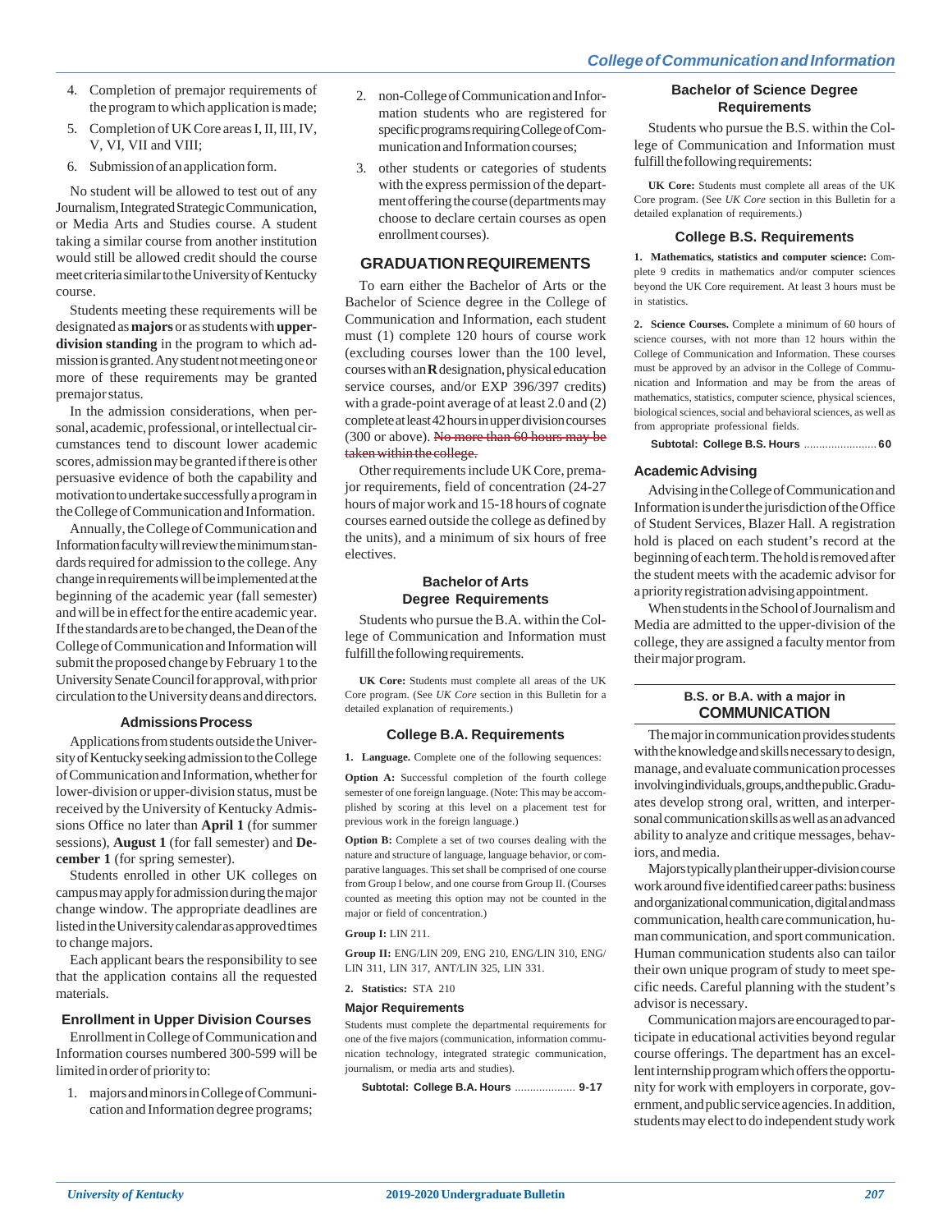4. Completion of premajor requirements of the program to which application is made;
5. Completion of UK Core areas I, II, III, IV, V, VI, VII and VIII;
6. Submission of an application form.

No student will be allowed to test out of any Journalism, Integrated Strategic Communication, or Media Arts and Studies course. A student taking a similar course from another institution would still be allowed credit should the course meet criteria similar to the University of Kentucky course.

Students meeting these requirements will be designated as **majors** or as students with **upper-division standing** in the program to which admission is granted. Any student not meeting one or more of these requirements may be granted premajor status.

In the admission considerations, when personal, academic, professional, or intellectual circumstances tend to discount lower academic scores, admission may be granted if there is other persuasive evidence of both the capability and motivation to undertake successfully a program in the College of Communication and Information.

Annually, the College of Communication and Information faculty will review the minimum standards required for admission to the college. Any change in requirements will be implemented at the beginning of the academic year (fall semester) and will be in effect for the entire academic year. If the standards are to be changed, the Dean of the College of Communication and Information will submit the proposed change by February 1 to the University Senate Council for approval, with prior circulation to the University deans and directors.

### Admissions Process

Applications from students outside the University of Kentucky seeking admission to the College of Communication and Information, whether for lower-division or upper-division status, must be received by the University of Kentucky Admissions Office no later than **April 1** (for summer sessions), **August 1** (for fall semester) and **December 1** (for spring semester).

Students enrolled in other UK colleges on campus may apply for admission during the major change window. The appropriate deadlines are listed in the University calendar as approved times to change majors.

Each applicant bears the responsibility to see that the application contains all the requested materials.

### Enrollment in Upper Division Courses

Enrollment in College of Communication and Information courses numbered 300-599 will be limited in order of priority to:

1. majors and minors in College of Communication and Information degree programs;
2. non-College of Communication and Information students who are registered for specific programs requiring College of Communication and Information courses;
3. other students or categories of students with the express permission of the department offering the course (departments may choose to declare certain courses as open enrollment courses).

## GRADUATION REQUIREMENTS

To earn either the Bachelor of Arts or the Bachelor of Science degree in the College of Communication and Information, each student must (1) complete 120 hours of course work (excluding courses lower than the 100 level, courses with an **R** designation, physical education service courses, and/or EXP 396/397 credits) with a grade-point average of at least 2.0 and (2) complete at least 42 hours in upper division courses (300 or above). ~~No more than 60 hours may be taken within the college.~~

Other requirements include UK Core, premajor requirements, field of concentration (24-27 hours of major work and 15-18 hours of cognate courses earned outside the college as defined by the units), and a minimum of six hours of free electives.

### Bachelor of Arts Degree Requirements

Students who pursue the B.A. within the College of Communication and Information must fulfill the following requirements:

**UK Core:** Students must complete all areas of the UK Core program. (See *UK Core* section in this Bulletin for a detailed explanation of requirements.)

### College B.A. Requirements

**1. Language.** Complete one of the following sequences:

**Option A:** Successful completion of the fourth college semester of one foreign language. (Note: This may be accomplished by scoring at this level on a placement test for previous work in the foreign language.)

**Option B:** Complete a set of two courses dealing with the nature and structure of language, language behavior, or comparative languages. This set shall be comprised of one course from Group I below, and one course from Group II. (Courses counted as meeting this option may not be counted in the major or field of concentration.)

**Group I:** LIN 211.

**Group II:** ENG/LIN 209, ENG 210, ENG/LIN 310, ENG/LIN 311, LIN 317, ANT/LIN 325, LIN 331.

**2. Statistics:** STA 210

#### Major Requirements

Students must complete the departmental requirements for one of the five majors (communication, information communication technology, integrated strategic communication, journalism, or media arts and studies).

**Subtotal: College B.A. Hours** .................... **9-17**

### Bachelor of Science Degree Requirements

Students who pursue the B.S. within the College of Communication and Information must fulfill the following requirements:

**UK Core:** Students must complete all areas of the UK Core program. (See *UK Core* section in this Bulletin for a detailed explanation of requirements.)

### College B.S. Requirements

**1. Mathematics, statistics and computer science:** Complete 9 credits in mathematics and/or computer sciences beyond the UK Core requirement. At least 3 hours must be in statistics.

**2. Science Courses.** Complete a minimum of 60 hours of science courses, with not more than 12 hours within the College of Communication and Information. These courses must be approved by an advisor in the College of Communication and Information and may be from the areas of mathematics, statistics, computer science, physical sciences, biological sciences, social and behavioral sciences, as well as from appropriate professional fields.

**Subtotal: College B.S. Hours** ........................ **60**

### Academic Advising

Advising in the College of Communication and Information is under the jurisdiction of the Office of Student Services, Blazer Hall. A registration hold is placed on each student's record at the beginning of each term. The hold is removed after the student meets with the academic advisor for a priority registration advising appointment.

When students in the School of Journalism and Media are admitted to the upper-division of the college, they are assigned a faculty mentor from their major program.

## B.S. or B.A. with a major in COMMUNICATION

The major in communication provides students with the knowledge and skills necessary to design, manage, and evaluate communication processes involving individuals, groups, and the public. Graduates develop strong oral, written, and interpersonal communication skills as well as an advanced ability to analyze and critique messages, behaviors, and media.

Majors typically plan their upper-division course work around five identified career paths: business and organizational communication, digital and mass communication, health care communication, human communication, and sport communication. Human communication students also can tailor their own unique program of study to meet specific needs. Careful planning with the student's advisor is necessary.

Communication majors are encouraged to participate in educational activities beyond regular course offerings. The department has an excellent internship program which offers the opportunity for work with employers in corporate, government, and public service agencies. In addition, students may elect to do independent study work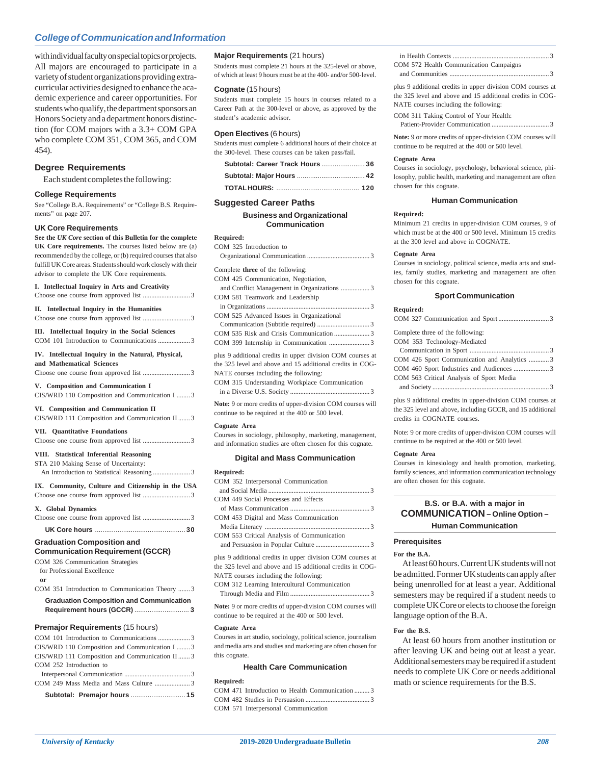with individual faculty on special topics or projects. All majors are encouraged to participate in a variety of student organizations providing extracurricular activities designed to enhance the academic experience and career opportunities. For students who qualify, the department sponsors an Honors Society and a department honors distinction (for COM majors with a 3.3+ COM GPA who complete COM 351, COM 365, and COM 454).

## Degree Requirements

Each student completes the following:

### College Requirements

See "College B.A. Requirements" or "College B.S. Requirements" on page 207.

### UK Core Requirements

**See the *UK Core* section of this Bulletin for the complete UK Core requirements.** The courses listed below are (a) recommended by the college, or (b) required courses that also fulfill UK Core areas. Students should work closely with their advisor to complete the UK Core requirements.

**I. Intellectual Inquiry in Arts and Creativity**
Choose one course from approved list ............................ 3

**II. Intellectual Inquiry in the Humanities**
Choose one course from approved list ............................ 3

**III. Intellectual Inquiry in the Social Sciences**
COM 101 Introduction to Communications ................... 3

**IV. Intellectual Inquiry in the Natural, Physical, and Mathematical Sciences**
Choose one course from approved list ............................ 3

**V. Composition and Communication I**
CIS/WRD 110 Composition and Communication I ........ 3

**VI. Composition and Communication II**
CIS/WRD 111 Composition and Communication II ....... 3

**VII. Quantitative Foundations**
Choose one course from approved list ............................ 3

**VIII. Statistical Inferential Reasoning**
STA 210 Making Sense of Uncertainty:
An Introduction to Statistical Reasoning ...................... 3

**IX. Community, Culture and Citizenship in the USA**
Choose one course from approved list ............................ 3

**X. Global Dynamics**
Choose one course from approved list ............................ 3

**UK Core hours** ................................................ **30**

### Graduation Composition and Communication Requirement (GCCR)

COM 326 Communication Strategies for Professional Excellence
**or**
COM 351 Introduction to Communication Theory ....... 3

**Graduation Composition and Communication Requirement hours (GCCR)** ............................ **3**

### Premajor Requirements (15 hours)

COM 101 Introduction to Communications ................... 3
CIS/WRD 110 Composition and Communication I ........ 3
CIS/WRD 111 Composition and Communication II ....... 3
COM 252 Introduction to Interpersonal Communication ....................................... 3
COM 249 Mass Media and Mass Culture ..................... 3

**Subtotal: Premajor hours** ............................ **15**

### Major Requirements (21 hours)

Students must complete 21 hours at the 325-level or above, of which at least 9 hours must be at the 400- and/or 500-level.

### Cognate (15 hours)

Students must complete 15 hours in courses related to a Career Path at the 300-level or above, as approved by the student's academic advisor.

### Open Electives (6 hours)

Students must complete 6 additional hours of their choice at the 300-level. These courses can be taken pass/fail.

**Subtotal: Career Track Hours** ...................... **36**
**Subtotal: Major Hours** .................................. **42**
**TOTAL HOURS:** .......................................... **120**

## Suggested Career Paths

### Business and Organizational Communication

**Required:**
COM 325 Introduction to Organizational Communication ..................................... 3

Complete **three** of the following:
COM 425 Communication, Negotiation, and Conflict Management in Organizations ................. 3
COM 581 Teamwork and Leadership in Organizations ............................................................. 3
COM 525 Advanced Issues in Organizational Communication (Subtitle required) ............................... 3
COM 535 Risk and Crisis Communication ..................... 3
COM 399 Internship in Communication ........................ 3

plus 9 additional credits in upper division COM courses at the 325 level and above and 15 additional credits in COGNATE courses including the following:
COM 315 Understanding Workplace Communication in a Diverse U.S. Society ............................................... 3

**Note:** 9 or more credits of upper-division COM courses will continue to be required at the 400 or 500 level.

**Cognate Area**
Courses in sociology, philosophy, marketing, management, and information studies are often chosen for this cognate.

### Digital and Mass Communication

**Required:**
COM 352 Interpersonal Communication and Social Media ............................................................ 3
COM 449 Social Processes and Effects of Mass Communication ............................................... 3
COM 453 Digital and Mass Communication Media Literacy .............................................................. 3
COM 553 Critical Analysis of Communication and Persuasion in Popular Culture ................................ 3

plus 9 additional credits in upper division COM courses at the 325 level and above and 15 additional credits in COGNATE courses including the following:
COM 312 Learning Intercultural Communication Through Media and Film .............................................. 3

**Note:** 9 or more credits of upper-division COM courses will continue to be required at the 400 or 500 level.

**Cognate Area**
Courses in art studio, sociology, political science, journalism and media arts and studies and marketing are often chosen for this cognate.

### Health Care Communication

**Required:**
COM 471 Introduction to Health Communication ......... 3
COM 482 Studies in Persuasion ...................................... 3
COM 571 Interpersonal Communication in Health Contexts ......................................................... 3
COM 572 Health Communication Campaigns and Communities ........................................................... 3

plus 9 additional credits in upper division COM courses at the 325 level and above and 15 additional credits in COGNATE courses including the following:
COM 311 Taking Control of Your Health: Patient-Provider Communication .................................. 3

**Note:** 9 or more credits of upper-division COM courses will continue to be required at the 400 or 500 level.

**Cognate Area**
Courses in sociology, psychology, behavioral science, philosophy, public health, marketing and management are often chosen for this cognate.

### Human Communication

**Required:**
Minimum 21 credits in upper-division COM courses, 9 of which must be at the 400 or 500 level. Minimum 15 credits at the 300 level and above in COGNATE.

**Cognate Area**
Courses in sociology, political science, media arts and studies, family studies, marketing and management are often chosen for this cognate.

### Sport Communication

**Required:**
COM 327 Communication and Sport .............................. 3

Complete three of the following:
COM 353 Technology-Mediated Communication in Sport ............................................... 3
COM 426 Sport Communication and Analytics ............ 3
COM 460 Sport Industries and Audiences ..................... 3
COM 563 Critical Analysis of Sport Media and Society ..................................................................... 3

plus 9 additional credits in upper-division COM courses at the 325 level and above, including GCCR, and 15 additional credits in COGNATE courses.

Note: 9 or more credits of upper-division COM courses will continue to be required at the 400 or 500 level.

**Cognate Area**
Courses in kinesiology and health promotion, marketing, family sciences, and information communication technology are often chosen for this cognate.

## B.S. or B.A. with a major in COMMUNICATION – Online Option – Human Communication

### Prerequisites

**For the B.A.**

At least 60 hours. Current UK students will not be admitted. Former UK students can apply after being unenrolled for at least a year. Additional semesters may be required if a student needs to complete UK Core or elects to choose the foreign language option of the B.A.

**For the B.S.**

At least 60 hours from another institution or after leaving UK and being out at least a year. Additional semesters may be required if a student needs to complete UK Core or needs additional math or science requirements for the B.S.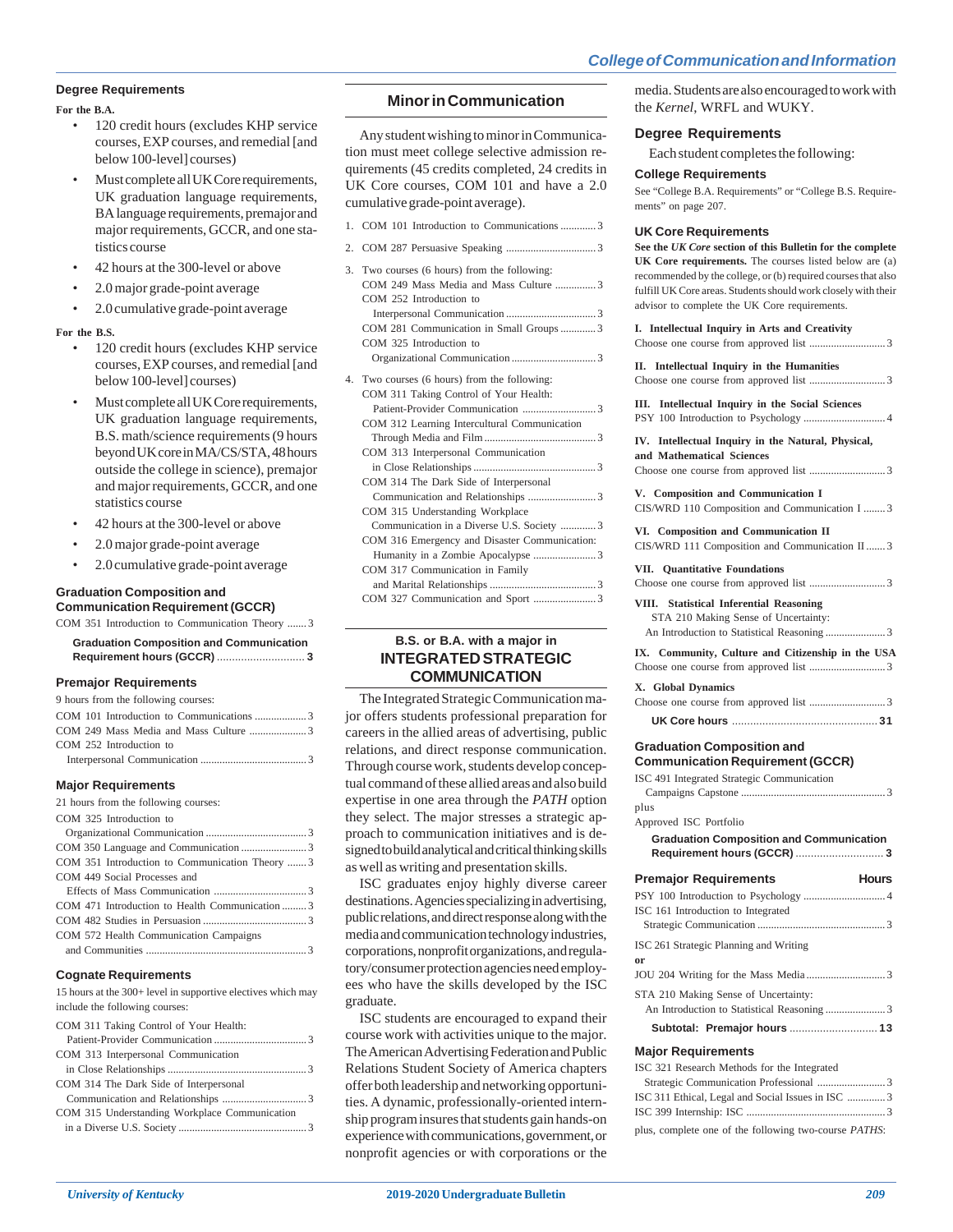### Degree Requirements

**For the B.A.**

- 120 credit hours (excludes KHP service courses, EXP courses, and remedial [and below 100-level] courses)
- Must complete all UK Core requirements, UK graduation language requirements, BA language requirements, premajor and major requirements, GCCR, and one statistics course
- 42 hours at the 300-level or above
- 2.0 major grade-point average
- 2.0 cumulative grade-point average

**For the B.S.**

- 120 credit hours (excludes KHP service courses, EXP courses, and remedial [and below 100-level] courses)
- Must complete all UK Core requirements, UK graduation language requirements, B.S. math/science requirements (9 hours beyond UK core in MA/CS/STA, 48 hours outside the college in science), premajor and major requirements, GCCR, and one statistics course
- 42 hours at the 300-level or above
- 2.0 major grade-point average
- 2.0 cumulative grade-point average

### Graduation Composition and Communication Requirement (GCCR)

COM 351 Introduction to Communication Theory ....... 3

**Graduation Composition and Communication Requirement hours (GCCR)** .......... **3**

### Premajor Requirements

9 hours from the following courses:

COM 101 Introduction to Communications .......... 3
COM 249 Mass Media and Mass Culture .......... 3
COM 252 Introduction to Interpersonal Communication .......... 3

### Major Requirements

21 hours from the following courses:

COM 325 Introduction to Organizational Communication .......... 3
COM 350 Language and Communication .......... 3
COM 351 Introduction to Communication Theory .......... 3
COM 449 Social Processes and Effects of Mass Communication .......... 3
COM 471 Introduction to Health Communication .......... 3
COM 482 Studies in Persuasion .......... 3
COM 572 Health Communication Campaigns and Communities .......... 3

### Cognate Requirements

15 hours at the 300+ level in supportive electives which may include the following courses:

COM 311 Taking Control of Your Health: Patient-Provider Communication .......... 3
COM 313 Interpersonal Communication in Close Relationships .......... 3
COM 314 The Dark Side of Interpersonal Communication and Relationships .......... 3
COM 315 Understanding Workplace Communication in a Diverse U.S. Society .......... 3

## Minor in Communication

Any student wishing to minor in Communication must meet college selective admission requirements (45 credits completed, 24 credits in UK Core courses, COM 101 and have a 2.0 cumulative grade-point average).

1. COM 101 Introduction to Communications .......... 3
2. COM 287 Persuasive Speaking .......... 3
3. Two courses (6 hours) from the following:
   COM 249 Mass Media and Mass Culture .......... 3
   COM 252 Introduction to Interpersonal Communication .......... 3
   COM 281 Communication in Small Groups .......... 3
   COM 325 Introduction to Organizational Communication .......... 3
4. Two courses (6 hours) from the following:
   COM 311 Taking Control of Your Health: Patient-Provider Communication .......... 3
   COM 312 Learning Intercultural Communication Through Media and Film .......... 3
   COM 313 Interpersonal Communication in Close Relationships .......... 3
   COM 314 The Dark Side of Interpersonal Communication and Relationships .......... 3
   COM 315 Understanding Workplace Communication in a Diverse U.S. Society .......... 3
   COM 316 Emergency and Disaster Communication: Humanity in a Zombie Apocalypse .......... 3
   COM 317 Communication in Family and Marital Relationships .......... 3
   COM 327 Communication and Sport .......... 3

## B.S. or B.A. with a major in INTEGRATED STRATEGIC COMMUNICATION

The Integrated Strategic Communication major offers students professional preparation for careers in the allied areas of advertising, public relations, and direct response communication. Through course work, students develop conceptual command of these allied areas and also build expertise in one area through the *PATH* option they select. The major stresses a strategic approach to communication initiatives and is designed to build analytical and critical thinking skills as well as writing and presentation skills.

ISC graduates enjoy highly diverse career destinations. Agencies specializing in advertising, public relations, and direct response along with the media and communication technology industries, corporations, nonprofit organizations, and regulatory/consumer protection agencies need employees who have the skills developed by the ISC graduate.

ISC students are encouraged to expand their course work with activities unique to the major. The American Advertising Federation and Public Relations Student Society of America chapters offer both leadership and networking opportunities. A dynamic, professionally-oriented internship program insures that students gain hands-on experience with communications, government, or nonprofit agencies or with corporations or the media. Students are also encouraged to work with the *Kernel*, WRFL and WUKY.

### Degree Requirements

Each student completes the following:

### College Requirements

See "College B.A. Requirements" or "College B.S. Requirements" on page 207.

### UK Core Requirements

**See the *UK Core* section of this Bulletin for the complete UK Core requirements.** The courses listed below are (a) recommended by the college, or (b) required courses that also fulfill UK Core areas. Students should work closely with their advisor to complete the UK Core requirements.

**I. Intellectual Inquiry in Arts and Creativity**
Choose one course from approved list .......... 3

**II. Intellectual Inquiry in the Humanities**
Choose one course from approved list .......... 3

**III. Intellectual Inquiry in the Social Sciences**
PSY 100 Introduction to Psychology .......... 4

**IV. Intellectual Inquiry in the Natural, Physical, and Mathematical Sciences**
Choose one course from approved list .......... 3

**V. Composition and Communication I**
CIS/WRD 110 Composition and Communication I .......... 3

**VI. Composition and Communication II**
CIS/WRD 111 Composition and Communication II .......... 3

**VII. Quantitative Foundations**
Choose one course from approved list .......... 3

**VIII. Statistical Inferential Reasoning**
STA 210 Making Sense of Uncertainty: An Introduction to Statistical Reasoning .......... 3

**IX. Community, Culture and Citizenship in the USA**
Choose one course from approved list .......... 3

**X. Global Dynamics**
Choose one course from approved list .......... 3

**UK Core hours** .......... **31**

### Graduation Composition and Communication Requirement (GCCR)

ISC 491 Integrated Strategic Communication Campaigns Capstone .......... 3
plus
Approved ISC Portfolio

**Graduation Composition and Communication Requirement hours (GCCR)** .......... **3**

### Premajor Requirements — Hours

PSY 100 Introduction to Psychology .......... 4
ISC 161 Introduction to Integrated Strategic Communication .......... 3
ISC 261 Strategic Planning and Writing
**or**
JOU 204 Writing for the Mass Media .......... 3
STA 210 Making Sense of Uncertainty: An Introduction to Statistical Reasoning .......... 3

**Subtotal: Premajor hours** .......... **13**

### Major Requirements

ISC 321 Research Methods for the Integrated Strategic Communication Professional .......... 3
ISC 311 Ethical, Legal and Social Issues in ISC .......... 3
ISC 399 Internship: ISC .......... 3

plus, complete one of the following two-course *PATHS*: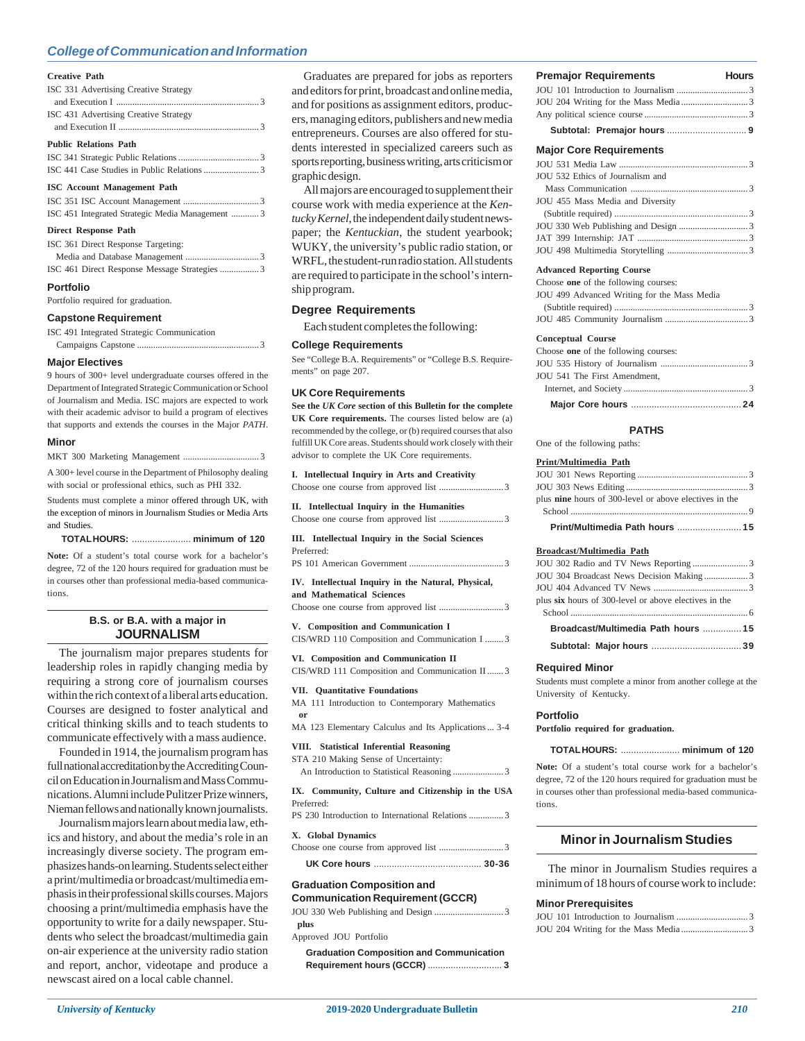### Creative Path

ISC 331 Advertising Creative Strategy and Execution I ............ 3
ISC 431 Advertising Creative Strategy and Execution II ............ 3

### Public Relations Path

ISC 341 Strategic Public Relations ............ 3
ISC 441 Case Studies in Public Relations ............ 3

### ISC Account Management Path

ISC 351 ISC Account Management ............ 3
ISC 451 Integrated Strategic Media Management ............ 3

### Direct Response Path

ISC 361 Direct Response Targeting: Media and Database Management ............ 3
ISC 461 Direct Response Message Strategies ............ 3

### Portfolio

Portfolio required for graduation.

### Capstone Requirement

ISC 491 Integrated Strategic Communication Campaigns Capstone ............ 3

### Major Electives

9 hours of 300+ level undergraduate courses offered in the Department of Integrated Strategic Communication or School of Journalism and Media. ISC majors are expected to work with their academic advisor to build a program of electives that supports and extends the courses in the Major *PATH*.

### Minor

MKT 300 Marketing Management ............ 3

A 300+ level course in the Department of Philosophy dealing with social or professional ethics, such as PHI 332.

Students must complete a minor offered through UK, with the exception of minors in Journalism Studies or Media Arts and Studies.

**TOTAL HOURS:** ............ **minimum of 120**

**Note:** Of a student's total course work for a bachelor's degree, 72 of the 120 hours required for graduation must be in courses other than professional media-based communications.

## B.S. or B.A. with a major in JOURNALISM

The journalism major prepares students for leadership roles in rapidly changing media by requiring a strong core of journalism courses within the rich context of a liberal arts education. Courses are designed to foster analytical and critical thinking skills and to teach students to communicate effectively with a mass audience.

Founded in 1914, the journalism program has full national accreditation by the Accrediting Council on Education in Journalism and Mass Communications. Alumni include Pulitzer Prize winners, Nieman fellows and nationally known journalists.

Journalism majors learn about media law, ethics and history, and about the media's role in an increasingly diverse society. The program emphasizes hands-on learning. Students select either a print/multimedia or broadcast/multimedia emphasis in their professional skills courses. Majors choosing a print/multimedia emphasis have the opportunity to write for a daily newspaper. Students who select the broadcast/multimedia gain on-air experience at the university radio station and report, anchor, videotape and produce a newscast aired on a local cable channel.

Graduates are prepared for jobs as reporters and editors for print, broadcast and online media, and for positions as assignment editors, producers, managing editors, publishers and new media entrepreneurs. Courses are also offered for students interested in specialized careers such as sports reporting, business writing, arts criticism or graphic design.

All majors are encouraged to supplement their course work with media experience at the *Kentucky Kernel*, the independent daily student newspaper; the *Kentuckian*, the student yearbook; WUKY, the university's public radio station, or WRFL, the student-run radio station. All students are required to participate in the school's internship program.

### Degree Requirements

Each student completes the following:

### College Requirements

See "College B.A. Requirements" or "College B.S. Requirements" on page 207.

### UK Core Requirements

**See the *UK Core* section of this Bulletin for the complete UK Core requirements.** The courses listed below are (a) recommended by the college, or (b) required courses that also fulfill UK Core areas. Students should work closely with their advisor to complete the UK Core requirements.

**I. Intellectual Inquiry in Arts and Creativity**
Choose one course from approved list ............ 3

**II. Intellectual Inquiry in the Humanities**
Choose one course from approved list ............ 3

**III. Intellectual Inquiry in the Social Sciences**
Preferred:
PS 101 American Government ............ 3

**IV. Intellectual Inquiry in the Natural, Physical, and Mathematical Sciences**
Choose one course from approved list ............ 3

**V. Composition and Communication I**
CIS/WRD 110 Composition and Communication I ............ 3

**VI. Composition and Communication II**
CIS/WRD 111 Composition and Communication II ............ 3

**VII. Quantitative Foundations**
MA 111 Introduction to Contemporary Mathematics
**or**
MA 123 Elementary Calculus and Its Applications ... 3-4

**VIII. Statistical Inferential Reasoning**
STA 210 Making Sense of Uncertainty: An Introduction to Statistical Reasoning ............ 3

**IX. Community, Culture and Citizenship in the USA**
Preferred:
PS 230 Introduction to International Relations ............ 3

**X. Global Dynamics**
Choose one course from approved list ............ 3

**UK Core hours** ............ **30-36**

### Graduation Composition and Communication Requirement (GCCR)

JOU 330 Web Publishing and Design ............ 3
**plus**
Approved JOU Portfolio

**Graduation Composition and Communication Requirement hours (GCCR)** ............ **3**

### Premajor Requirements — Hours

JOU 101 Introduction to Journalism ............ 3
JOU 204 Writing for the Mass Media ............ 3
Any political science course ............ 3

**Subtotal: Premajor hours** ............ **9**

### Major Core Requirements

JOU 531 Media Law ............ 3
JOU 532 Ethics of Journalism and Mass Communication ............ 3
JOU 455 Mass Media and Diversity (Subtitle required) ............ 3
JOU 330 Web Publishing and Design ............ 3
JAT 399 Internship: JAT ............ 3
JOU 498 Multimedia Storytelling ............ 3

**Advanced Reporting Course**
Choose **one** of the following courses:
JOU 499 Advanced Writing for the Mass Media (Subtitle required) ............ 3
JOU 485 Community Journalism ............ 3

**Conceptual Course**
Choose **one** of the following courses:
JOU 535 History of Journalism ............ 3
JOU 541 The First Amendment, Internet, and Society ............ 3

**Major Core hours** ............ **24**

### PATHS

One of the following paths:

**Print/Multimedia Path**
JOU 301 News Reporting ............ 3
JOU 303 News Editing ............ 3
plus **nine** hours of 300-level or above electives in the School ............ 9

**Print/Multimedia Path hours** ............ **15**

**Broadcast/Multimedia Path**
JOU 302 Radio and TV News Reporting ............ 3
JOU 304 Broadcast News Decision Making ............ 3
JOU 404 Advanced TV News ............ 3
plus **six** hours of 300-level or above electives in the School ............ 6

**Broadcast/Multimedia Path hours** ............ **15**

**Subtotal: Major hours** ............ **39**

### Required Minor

Students must complete a minor from another college at the University of Kentucky.

### Portfolio

**Portfolio required for graduation.**

**TOTAL HOURS:** ............ **minimum of 120**

**Note:** Of a student's total course work for a bachelor's degree, 72 of the 120 hours required for graduation must be in courses other than professional media-based communications.

## Minor in Journalism Studies

The minor in Journalism Studies requires a minimum of 18 hours of course work to include:

### Minor Prerequisites

JOU 101 Introduction to Journalism ............ 3
JOU 204 Writing for the Mass Media ............ 3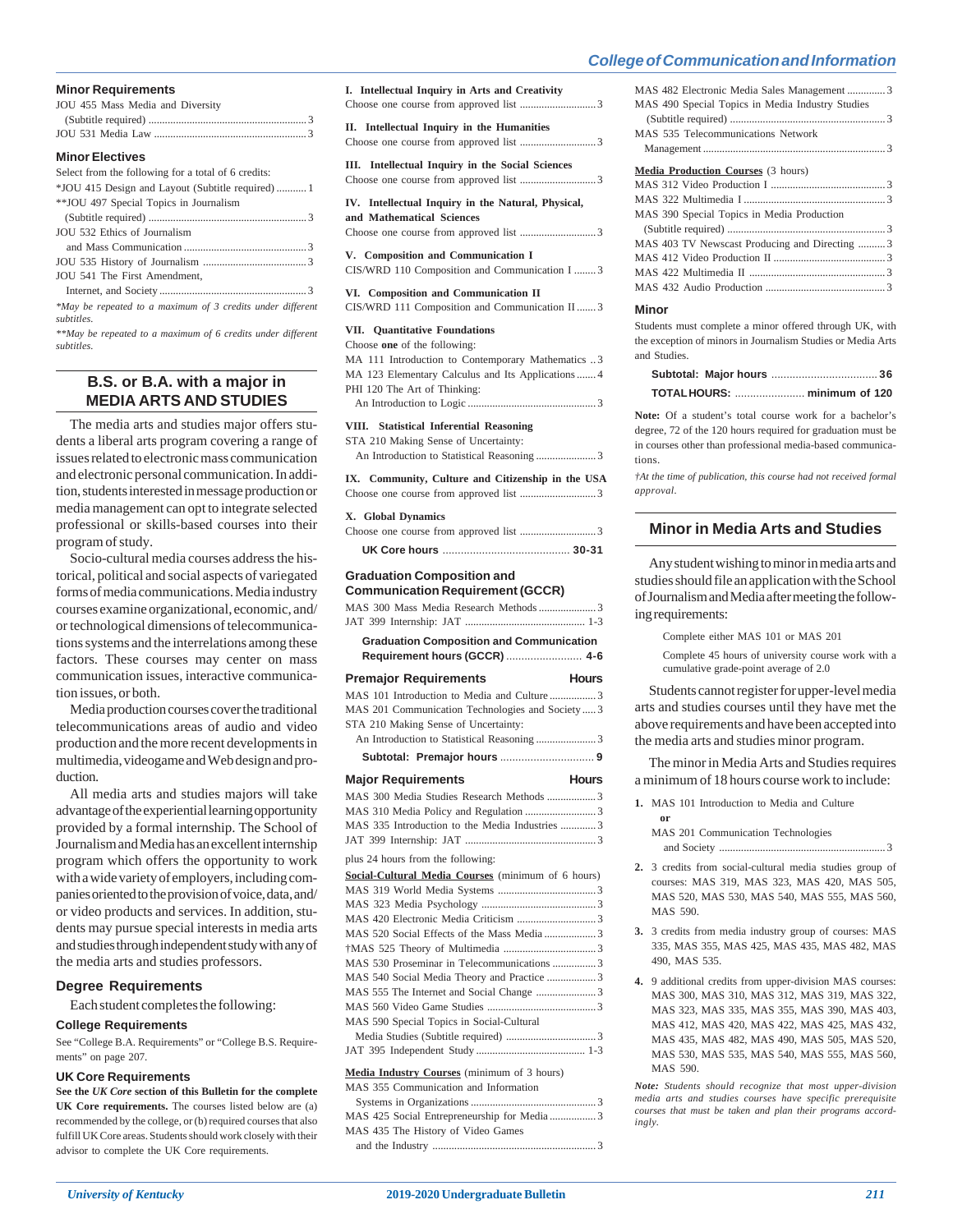### Minor Requirements

JOU 455 Mass Media and Diversity (Subtitle required) ... 3
JOU 531 Media Law ... 3

### Minor Electives

Select from the following for a total of 6 credits:

*JOU 415 Design and Layout (Subtitle required) ... 1
**JOU 497 Special Topics in Journalism (Subtitle required) ... 3
JOU 532 Ethics of Journalism and Mass Communication ... 3
JOU 535 History of Journalism ... 3
JOU 541 The First Amendment, Internet, and Society ... 3

*May be repeated to a maximum of 3 credits under different subtitles.*

***May be repeated to a maximum of 6 credits under different subtitles.*

## B.S. or B.A. with a major in MEDIA ARTS AND STUDIES

The media arts and studies major offers students a liberal arts program covering a range of issues related to electronic mass communication and electronic personal communication. In addition, students interested in message production or media management can opt to integrate selected professional or skills-based courses into their program of study.

Socio-cultural media courses address the historical, political and social aspects of variegated forms of media communications. Media industry courses examine organizational, economic, and/or technological dimensions of telecommunications systems and the interrelations among these factors. These courses may center on mass communication issues, interactive communication issues, or both.

Media production courses cover the traditional telecommunications areas of audio and video production and the more recent developments in multimedia, videogame and Web design and production.

All media arts and studies majors will take advantage of the experiential learning opportunity provided by a formal internship. The School of Journalism and Media has an excellent internship program which offers the opportunity to work with a wide variety of employers, including companies oriented to the provision of voice, data, and/or video products and services. In addition, students may pursue special interests in media arts and studies through independent study with any of the media arts and studies professors.

### Degree Requirements

Each student completes the following:

### College Requirements

See "College B.A. Requirements" or "College B.S. Requirements" on page 207.

### UK Core Requirements

**See the *UK Core* section of this Bulletin for the complete UK Core requirements.** The courses listed below are (a) recommended by the college, or (b) required courses that also fulfill UK Core areas. Students should work closely with their advisor to complete the UK Core requirements.

**I. Intellectual Inquiry in Arts and Creativity**
Choose one course from approved list ... 3

**II. Intellectual Inquiry in the Humanities**
Choose one course from approved list ... 3

**III. Intellectual Inquiry in the Social Sciences**
Choose one course from approved list ... 3

**IV. Intellectual Inquiry in the Natural, Physical, and Mathematical Sciences**
Choose one course from approved list ... 3

**V. Composition and Communication I**
CIS/WRD 110 Composition and Communication I ... 3

**VI. Composition and Communication II**
CIS/WRD 111 Composition and Communication II ... 3

**VII. Quantitative Foundations**
Choose **one** of the following:
MA 111 Introduction to Contemporary Mathematics ... 3
MA 123 Elementary Calculus and Its Applications ... 4
PHI 120 The Art of Thinking: An Introduction to Logic ... 3

**VIII. Statistical Inferential Reasoning**
STA 210 Making Sense of Uncertainty: An Introduction to Statistical Reasoning ... 3

**IX. Community, Culture and Citizenship in the USA**
Choose one course from approved list ... 3

**X. Global Dynamics**
Choose one course from approved list ... 3

**UK Core hours ... 30-31**

### Graduation Composition and Communication Requirement (GCCR)

MAS 300 Mass Media Research Methods ... 3
JAT 399 Internship: JAT ... 1-3

**Graduation Composition and Communication Requirement hours (GCCR) ... 4-6**

### Premajor Requirements — Hours

MAS 101 Introduction to Media and Culture ... 3
MAS 201 Communication Technologies and Society ... 3
STA 210 Making Sense of Uncertainty: An Introduction to Statistical Reasoning ... 3

**Subtotal: Premajor hours ... 9**

### Major Requirements — Hours

MAS 300 Media Studies Research Methods ... 3
MAS 310 Media Policy and Regulation ... 3
MAS 335 Introduction to the Media Industries ... 3
JAT 399 Internship: JAT ... 3

plus 24 hours from the following:

<u>Social-Cultural Media Courses</u> (minimum of 6 hours)

MAS 319 World Media Systems ... 3
MAS 323 Media Psychology ... 3
MAS 420 Electronic Media Criticism ... 3
MAS 520 Social Effects of the Mass Media ... 3
†MAS 525 Theory of Multimedia ... 3
MAS 530 Proseminar in Telecommunications ... 3
MAS 540 Social Media Theory and Practice ... 3
MAS 555 The Internet and Social Change ... 3
MAS 560 Video Game Studies ... 3
MAS 590 Special Topics in Social-Cultural Media Studies (Subtitle required) ... 3
JAT 395 Independent Study ... 1-3

<u>Media Industry Courses</u> (minimum of 3 hours)

MAS 355 Communication and Information Systems in Organizations ... 3
MAS 425 Social Entrepreneurship for Media ... 3
MAS 435 The History of Video Games and the Industry ... 3
MAS 482 Electronic Media Sales Management ... 3
MAS 490 Special Topics in Media Industry Studies (Subtitle required) ... 3
MAS 535 Telecommunications Network Management ... 3

<u>Media Production Courses</u> (3 hours)

MAS 312 Video Production I ... 3
MAS 322 Multimedia I ... 3
MAS 390 Special Topics in Media Production (Subtitle required) ... 3
MAS 403 TV Newscast Producing and Directing ... 3
MAS 412 Video Production II ... 3
MAS 422 Multimedia II ... 3
MAS 432 Audio Production ... 3

### Minor

Students must complete a minor offered through UK, with the exception of minors in Journalism Studies or Media Arts and Studies.

**Subtotal: Major hours ... 36**

**TOTAL HOURS: ... minimum of 120**

**Note:** Of a student's total course work for a bachelor's degree, 72 of the 120 hours required for graduation must be in courses other than professional media-based communications.

*†At the time of publication, this course had not received formal approval.*

## Minor in Media Arts and Studies

Any student wishing to minor in media arts and studies should file an application with the School of Journalism and Media after meeting the following requirements:

Complete either MAS 101 or MAS 201

Complete 45 hours of university course work with a cumulative grade-point average of 2.0

Students cannot register for upper-level media arts and studies courses until they have met the above requirements and have been accepted into the media arts and studies minor program.

The minor in Media Arts and Studies requires a minimum of 18 hours course work to include:

1. MAS 101 Introduction to Media and Culture
   **or**
   MAS 201 Communication Technologies and Society ... 3
2. 3 credits from social-cultural media studies group of courses: MAS 319, MAS 323, MAS 420, MAS 505, MAS 520, MAS 530, MAS 540, MAS 555, MAS 560, MAS 590.
3. 3 credits from media industry group of courses: MAS 335, MAS 355, MAS 425, MAS 435, MAS 482, MAS 490, MAS 535.
4. 9 additional credits from upper-division MAS courses: MAS 300, MAS 310, MAS 312, MAS 319, MAS 322, MAS 323, MAS 335, MAS 355, MAS 390, MAS 403, MAS 412, MAS 420, MAS 422, MAS 425, MAS 432, MAS 435, MAS 482, MAS 490, MAS 505, MAS 520, MAS 530, MAS 535, MAS 540, MAS 555, MAS 560, MAS 590.

***Note:** Students should recognize that most upper-division media arts and studies courses have specific prerequisite courses that must be taken and plan their programs accordingly.*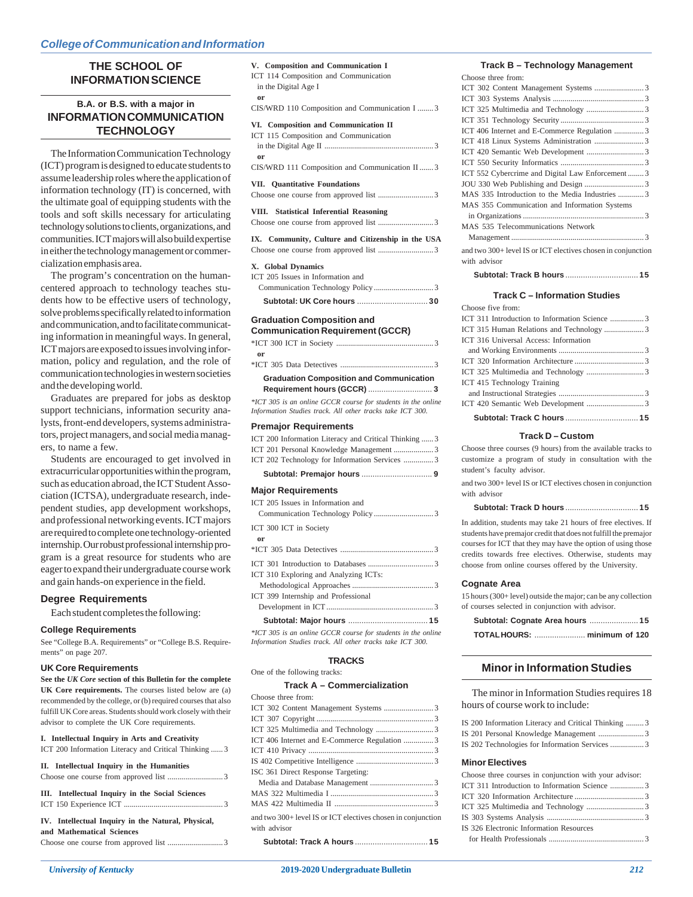## College of Communication and Information

# THE SCHOOL OF INFORMATION SCIENCE

## B.A. or B.S. with a major in INFORMATION COMMUNICATION TECHNOLOGY

The Information Communication Technology (ICT) program is designed to educate students to assume leadership roles where the application of information technology (IT) is concerned, with the ultimate goal of equipping students with the tools and soft skills necessary for articulating technology solutions to clients, organizations, and communities. ICT majors will also build expertise in either the technology management or commercialization emphasis area.

The program's concentration on the human-centered approach to technology teaches students how to be effective users of technology, solve problems specifically related to information and communication, and to facilitate communicating information in meaningful ways. In general, ICT majors are exposed to issues involving information, policy and regulation, and the role of communication technologies in western societies and the developing world.

Graduates are prepared for jobs as desktop support technicians, information security analysts, front-end developers, systems administrators, project managers, and social media managers, to name a few.

Students are encouraged to get involved in extracurricular opportunities within the program, such as education abroad, the ICT Student Association (ICTSA), undergraduate research, independent studies, app development workshops, and professional networking events. ICT majors are required to complete one technology-oriented internship. Our robust professional internship program is a great resource for students who are eager to expand their undergraduate course work and gain hands-on experience in the field.

### Degree Requirements

Each student completes the following:

#### College Requirements

See "College B.A. Requirements" or "College B.S. Requirements" on page 207.

#### UK Core Requirements

**See the *UK Core* section of this Bulletin for the complete UK Core requirements.** The courses listed below are (a) recommended by the college, or (b) required courses that also fulfill UK Core areas. Students should work closely with their advisor to complete the UK Core requirements.

**I. Intellectual Inquiry in Arts and Creativity**
ICT 200 Information Literacy and Critical Thinking ...... 3

**II. Intellectual Inquiry in the Humanities**
Choose one course from approved list ...... 3

**III. Intellectual Inquiry in the Social Sciences**
ICT 150 Experience ICT ...... 3

**IV. Intellectual Inquiry in the Natural, Physical, and Mathematical Sciences**
Choose one course from approved list ...... 3

**V. Composition and Communication I**
ICT 114 Composition and Communication in the Digital Age I
**or**
CIS/WRD 110 Composition and Communication I ...... 3

**VI. Composition and Communication II**
ICT 115 Composition and Communication in the Digital Age II ...... 3
**or**
CIS/WRD 111 Composition and Communication II ...... 3

**VII. Quantitative Foundations**
Choose one course from approved list ...... 3

**VIII. Statistical Inferential Reasoning**
Choose one course from approved list ...... 3

**IX. Community, Culture and Citizenship in the USA**
Choose one course from approved list ...... 3

**X. Global Dynamics**
ICT 205 Issues in Information and Communication Technology Policy ...... 3

**Subtotal: UK Core hours ...... 30**

#### Graduation Composition and Communication Requirement (GCCR)

*ICT 300 ICT in Society ...... 3
**or**
*ICT 305 Data Detectives ...... 3

**Graduation Composition and Communication Requirement hours (GCCR) ...... 3**

*\*ICT 305 is an online GCCR course for students in the online Information Studies track. All other tracks take ICT 300.*

#### Premajor Requirements

ICT 200 Information Literacy and Critical Thinking ...... 3
ICT 201 Personal Knowledge Management ...... 3
ICT 202 Technology for Information Services ...... 3

**Subtotal: Premajor hours ...... 9**

#### Major Requirements

ICT 205 Issues in Information and Communication Technology Policy ...... 3

ICT 300 ICT in Society
**or**
*ICT 305 Data Detectives ...... 3

ICT 301 Introduction to Databases ...... 3
ICT 310 Exploring and Analyzing ICTs: Methodological Approaches ...... 3
ICT 399 Internship and Professional Development in ICT ...... 3

**Subtotal: Major hours ...... 15**

*\*ICT 305 is an online GCCR course for students in the online Information Studies track. All other tracks take ICT 300.*

#### TRACKS

One of the following tracks:

##### Track A – Commercialization

Choose three from:
ICT 302 Content Management Systems ...... 3
ICT 307 Copyright ...... 3
ICT 325 Multimedia and Technology ...... 3
ICT 406 Internet and E-Commerce Regulation ...... 3
ICT 410 Privacy ...... 3
IS 402 Competitive Intelligence ...... 3
ISC 361 Direct Response Targeting: Media and Database Management ...... 3
MAS 322 Multimedia I ...... 3
MAS 422 Multimedia II ...... 3

and two 300+ level IS or ICT electives chosen in conjunction with advisor

**Subtotal: Track A hours ...... 15**

##### Track B – Technology Management

Choose three from:
ICT 302 Content Management Systems ...... 3
ICT 303 Systems Analysis ...... 3
ICT 325 Multimedia and Technology ...... 3
ICT 351 Technology Security ...... 3
ICT 406 Internet and E-Commerce Regulation ...... 3
ICT 418 Linux Systems Administration ...... 3
ICT 420 Semantic Web Development ...... 3
ICT 550 Security Informatics ...... 3
ICT 552 Cybercrime and Digital Law Enforcement ...... 3
JOU 330 Web Publishing and Design ...... 3
MAS 335 Introduction to the Media Industries ...... 3
MAS 355 Communication and Information Systems in Organizations ...... 3
MAS 535 Telecommunications Network Management ...... 3

and two 300+ level IS or ICT electives chosen in conjunction with advisor

**Subtotal: Track B hours ...... 15**

##### Track C – Information Studies

Choose five from:
ICT 311 Introduction to Information Science ...... 3
ICT 315 Human Relations and Technology ...... 3
ICT 316 Universal Access: Information and Working Environments ...... 3
ICT 320 Information Architecture ...... 3
ICT 325 Multimedia and Technology ...... 3
ICT 415 Technology Training and Instructional Strategies ...... 3
ICT 420 Semantic Web Development ...... 3

**Subtotal: Track C hours ...... 15**

##### Track D – Custom

Choose three courses (9 hours) from the available tracks to customize a program of study in consultation with the student's faculty advisor.

and two 300+ level IS or ICT electives chosen in conjunction with advisor

**Subtotal: Track D hours ...... 15**

In addition, students may take 21 hours of free electives. If students have premajor credit that does not fulfill the premajor courses for ICT that they may have the option of using those credits towards free electives. Otherwise, students may choose from online courses offered by the University.

#### Cognate Area

15 hours (300+ level) outside the major; can be any collection of courses selected in conjunction with advisor.

**Subtotal: Cognate Area hours ...... 15**

**TOTAL HOURS: ...... minimum of 120**

## Minor in Information Studies

The minor in Information Studies requires 18 hours of course work to include:

IS 200 Information Literacy and Critical Thinking ...... 3
IS 201 Personal Knowledge Management ...... 3
IS 202 Technologies for Information Services ...... 3

#### Minor Electives

Choose three courses in conjunction with your advisor:
ICT 311 Introduction to Information Science ...... 3
ICT 320 Information Architecture ...... 3
ICT 325 Multimedia and Technology ...... 3
IS 303 Systems Analysis ...... 3
IS 326 Electronic Information Resources for Health Professionals ...... 3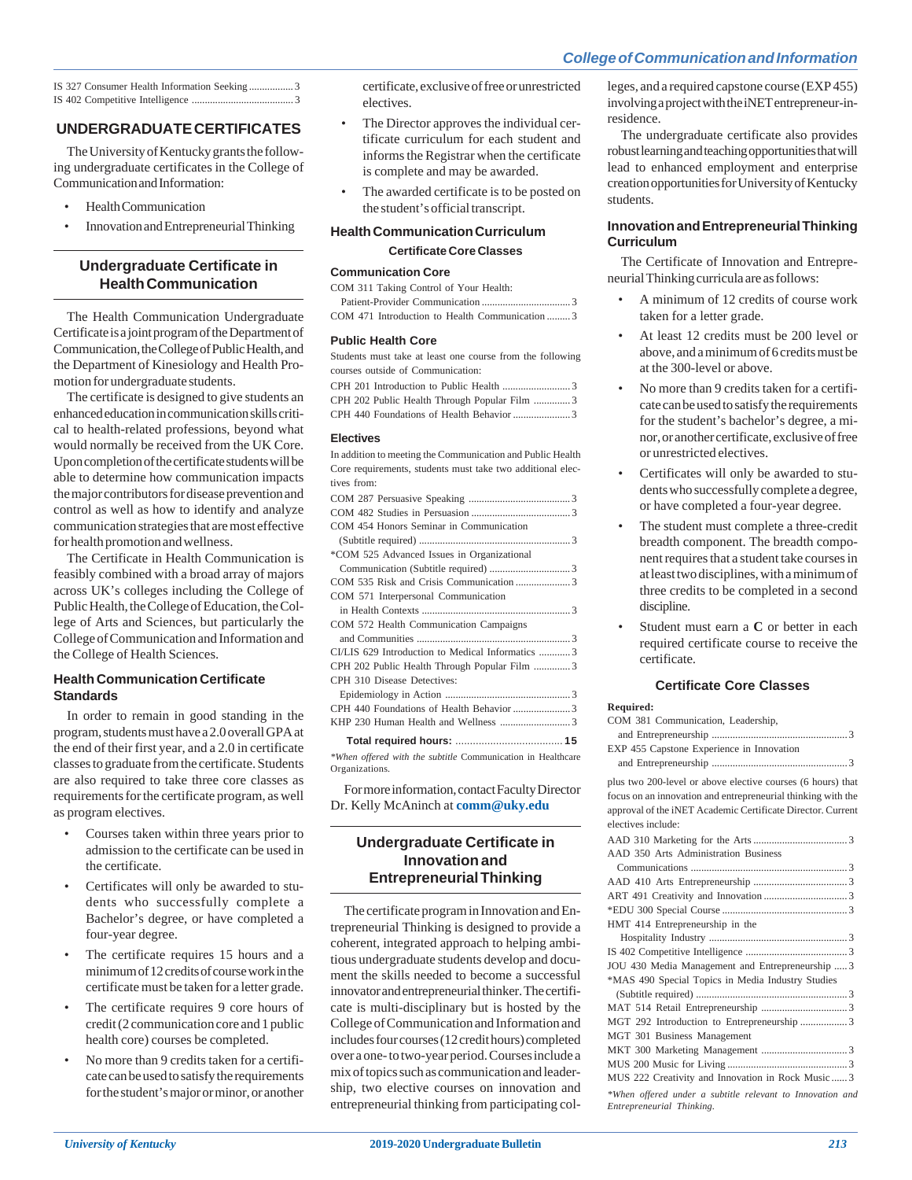IS 327 Consumer Health Information Seeking ................. 3
IS 402 Competitive Intelligence ....................................... 3

## UNDERGRADUATE CERTIFICATES

The University of Kentucky grants the following undergraduate certificates in the College of Communication and Information:

- Health Communication
- Innovation and Entrepreneurial Thinking

## Undergraduate Certificate in Health Communication

The Health Communication Undergraduate Certificate is a joint program of the Department of Communication, the College of Public Health, and the Department of Kinesiology and Health Promotion for undergraduate students.

The certificate is designed to give students an enhanced education in communication skills critical to health-related professions, beyond what would normally be received from the UK Core. Upon completion of the certificate students will be able to determine how communication impacts the major contributors for disease prevention and control as well as how to identify and analyze communication strategies that are most effective for health promotion and wellness.

The Certificate in Health Communication is feasibly combined with a broad array of majors across UK's colleges including the College of Public Health, the College of Education, the College of Arts and Sciences, but particularly the College of Communication and Information and the College of Health Sciences.

### Health Communication Certificate Standards

In order to remain in good standing in the program, students must have a 2.0 overall GPA at the end of their first year, and a 2.0 in certificate classes to graduate from the certificate. Students are also required to take three core classes as requirements for the certificate program, as well as program electives.

- Courses taken within three years prior to admission to the certificate can be used in the certificate.
- Certificates will only be awarded to students who successfully complete a Bachelor's degree, or have completed a four-year degree.
- The certificate requires 15 hours and a minimum of 12 credits of course work in the certificate must be taken for a letter grade.
- The certificate requires 9 core hours of credit (2 communication core and 1 public health core) courses be completed.
- No more than 9 credits taken for a certificate can be used to satisfy the requirements for the student's major or minor, or another certificate, exclusive of free or unrestricted electives.
- The Director approves the individual certificate curriculum for each student and informs the Registrar when the certificate is complete and may be awarded.
- The awarded certificate is to be posted on the student's official transcript.

### Health Communication Curriculum

#### Certificate Core Classes

**Communication Core**

COM 311 Taking Control of Your Health: Patient-Provider Communication .................................. 3
COM 471 Introduction to Health Communication ......... 3

**Public Health Core**

Students must take at least one course from the following courses outside of Communication:

CPH 201 Introduction to Public Health .......................... 3
CPH 202 Public Health Through Popular Film .............. 3
CPH 440 Foundations of Health Behavior ...................... 3

**Electives**

In addition to meeting the Communication and Public Health Core requirements, students must take two additional electives from:

COM 287 Persuasive Speaking ....................................... 3
COM 482 Studies in Persuasion ...................................... 3
COM 454 Honors Seminar in Communication (Subtitle required) .......................................................... 3
*COM 525 Advanced Issues in Organizational Communication (Subtitle required) ............................... 3
COM 535 Risk and Crisis Communication ..................... 3
COM 571 Interpersonal Communication in Health Contexts ......................................................... 3
COM 572 Health Communication Campaigns and Communities ........................................................... 3
CI/LIS 629 Introduction to Medical Informatics ............ 3
CPH 202 Public Health Through Popular Film .............. 3
CPH 310 Disease Detectives: Epidemiology in Action ................................................ 3
CPH 440 Foundations of Health Behavior ...................... 3
KHP 230 Human Health and Wellness ........................... 3

**Total required hours:** .................................... **15**

*\*When offered with the subtitle* Communication in Healthcare Organizations.

For more information, contact Faculty Director Dr. Kelly McAninch at **comm@uky.edu**

## Undergraduate Certificate in Innovation and Entrepreneurial Thinking

The certificate program in Innovation and Entrepreneurial Thinking is designed to provide a coherent, integrated approach to helping ambitious undergraduate students develop and document the skills needed to become a successful innovator and entrepreneurial thinker. The certificate is multi-disciplinary but is hosted by the College of Communication and Information and includes four courses (12 credit hours) completed over a one- to two-year period. Courses include a mix of topics such as communication and leadership, two elective courses on innovation and entrepreneurial thinking from participating colleges, and a required capstone course (EXP 455) involving a project with the iNET entrepreneur-in-residence.

The undergraduate certificate also provides robust learning and teaching opportunities that will lead to enhanced employment and enterprise creation opportunities for University of Kentucky students.

### Innovation and Entrepreneurial Thinking Curriculum

The Certificate of Innovation and Entrepreneurial Thinking curricula are as follows:

- A minimum of 12 credits of course work taken for a letter grade.
- At least 12 credits must be 200 level or above, and a minimum of 6 credits must be at the 300-level or above.
- No more than 9 credits taken for a certificate can be used to satisfy the requirements for the student's bachelor's degree, a minor, or another certificate, exclusive of free or unrestricted electives.
- Certificates will only be awarded to students who successfully complete a degree, or have completed a four-year degree.
- The student must complete a three-credit breadth component. The breadth component requires that a student take courses in at least two disciplines, with a minimum of three credits to be completed in a second discipline.
- Student must earn a **C** or better in each required certificate course to receive the certificate.

#### Certificate Core Classes

**Required:**

COM 381 Communication, Leadership, and Entrepreneurship .................................................... 3
EXP 455 Capstone Experience in Innovation and Entrepreneurship .................................................... 3

plus two 200-level or above elective courses (6 hours) that focus on an innovation and entrepreneurial thinking with the approval of the iNET Academic Certificate Director. Current electives include:

AAD 310 Marketing for the Arts .................................... 3
AAD 350 Arts Administration Business Communications ............................................................ 3
AAD 410 Arts Entrepreneurship .................................... 3
ART 491 Creativity and Innovation ................................ 3
*EDU 300 Special Course ................................................ 3
HMT 414 Entrepreneurship in the Hospitality Industry ..................................................... 3
IS 402 Competitive Intelligence ....................................... 3
JOU 430 Media Management and Entrepreneurship ..... 3
*MAS 490 Special Topics in Media Industry Studies (Subtitle required) .......................................................... 3
MAT 514 Retail Entrepreneurship ................................. 3
MGT 292 Introduction to Entrepreneurship .................. 3
MGT 301 Business Management
MKT 300 Marketing Management ................................. 3
MUS 200 Music for Living .............................................. 3
MUS 222 Creativity and Innovation in Rock Music ...... 3

*\*When offered under a subtitle relevant to Innovation and Entrepreneurial Thinking.*